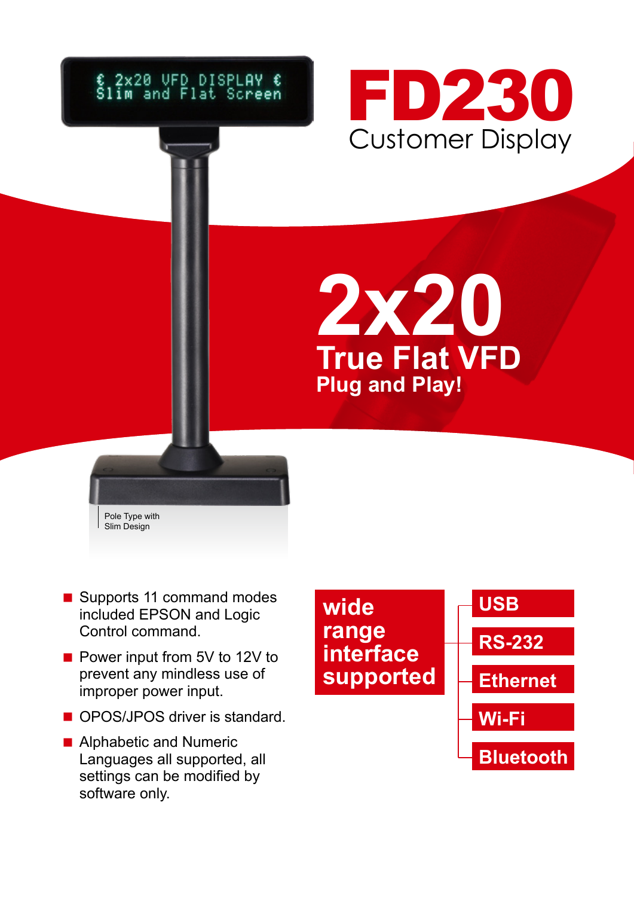# FD230

## Customer Display

# 2x20

## True Flat VFD

### Plug and Play!

Pole Type with Slim Design

- Supports 11 command modes included EPSON and Logic Control command.
- Power input from 5V to 12V to prevent any mindless use of improper power input.
- OPOS/JPOS driver is standard.
- Alphabetic and Numeric Languages all supported, all settings can be modified by software only.

**wide range interface supported**

- **USB**
- **RS-232**
- **Ethernet**
- **Wi-Fi**
- **Bluetooth**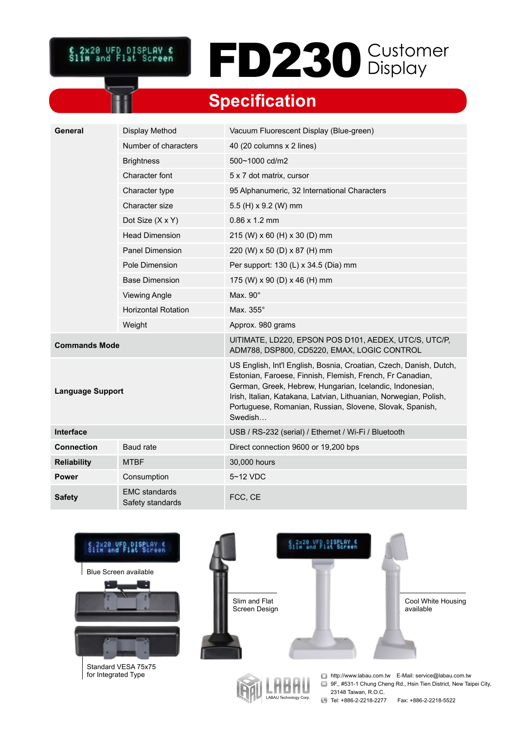# FD230 Customer Display

## Specification

| | | |
|---|---|---|
| **General** | Display Method | Vacuum Fluorescent Display (Blue-green) |
| | Number of characters | 40 (20 columns x 2 lines) |
| | Brightness | 500~1000 cd/m2 |
| | Character font | 5 x 7 dot matrix, cursor |
| | Character type | 95 Alphanumeric, 32 International Characters |
| | Character size | 5.5 (H) x 9.2 (W) mm |
| | Dot Size (X x Y) | 0.86 x 1.2 mm |
| | Head Dimension | 215 (W) x 60 (H) x 30 (D) mm |
| | Panel Dimension | 220 (W) x 50 (D) x 87 (H) mm |
| | Pole Dimension | Per support: 130 (L) x 34.5 (Dia) mm |
| | Base Dimension | 175 (W) x 90 (D) x 46 (H) mm |
| | Viewing Angle | Max. 90° |
| | Horizontal Rotation | Max. 355° |
| | Weight | Approx. 980 grams |
| **Commands Mode** | | UIITIMATE, LD220, EPSON POS D101, AEDEX, UTC/S, UTC/P, ADM788, DSP800, CD5220, EMAX, LOGIC CONTROL |
| **Language Support** | | US English, Int'l English, Bosnia, Croatian, Czech, Danish, Dutch, Estonian, Faroese, Finnish, Flemish, French, Fr Canadian, German, Greek, Hebrew, Hungarian, Icelandic, Indonesian, Irish, Italian, Katakana, Latvian, Lithuanian, Norwegian, Polish, Portuguese, Romanian, Russian, Slovene, Slovak, Spanish, Swedish… |
| **Interface** | | USB / RS-232 (serial) / Ethernet / Wi-Fi / Bluetooth |
| **Connection** | Baud rate | Direct connection 9600 or 19,200 bps |
| **Reliability** | MTBF | 30,000 hours |
| **Power** | Consumption | 5~12 VDC |
| **Safety** | EMC standards<br>Safety standards | FCC, CE |

Blue Screen available

Standard VESA 75x75 for Integrated Type

Slim and Flat Screen Design

Cool White Housing available

LABAU Technology Corp.

http://www.labau.com.tw E-Mail: service@labau.com.tw

9F., #531-1 Chung Cheng Rd., Hsin Tien District, New Taipei City, 23148 Taiwan, R.O.C.

Tel: +886-2-2218-2277 Fax: +886-2-2218-5522